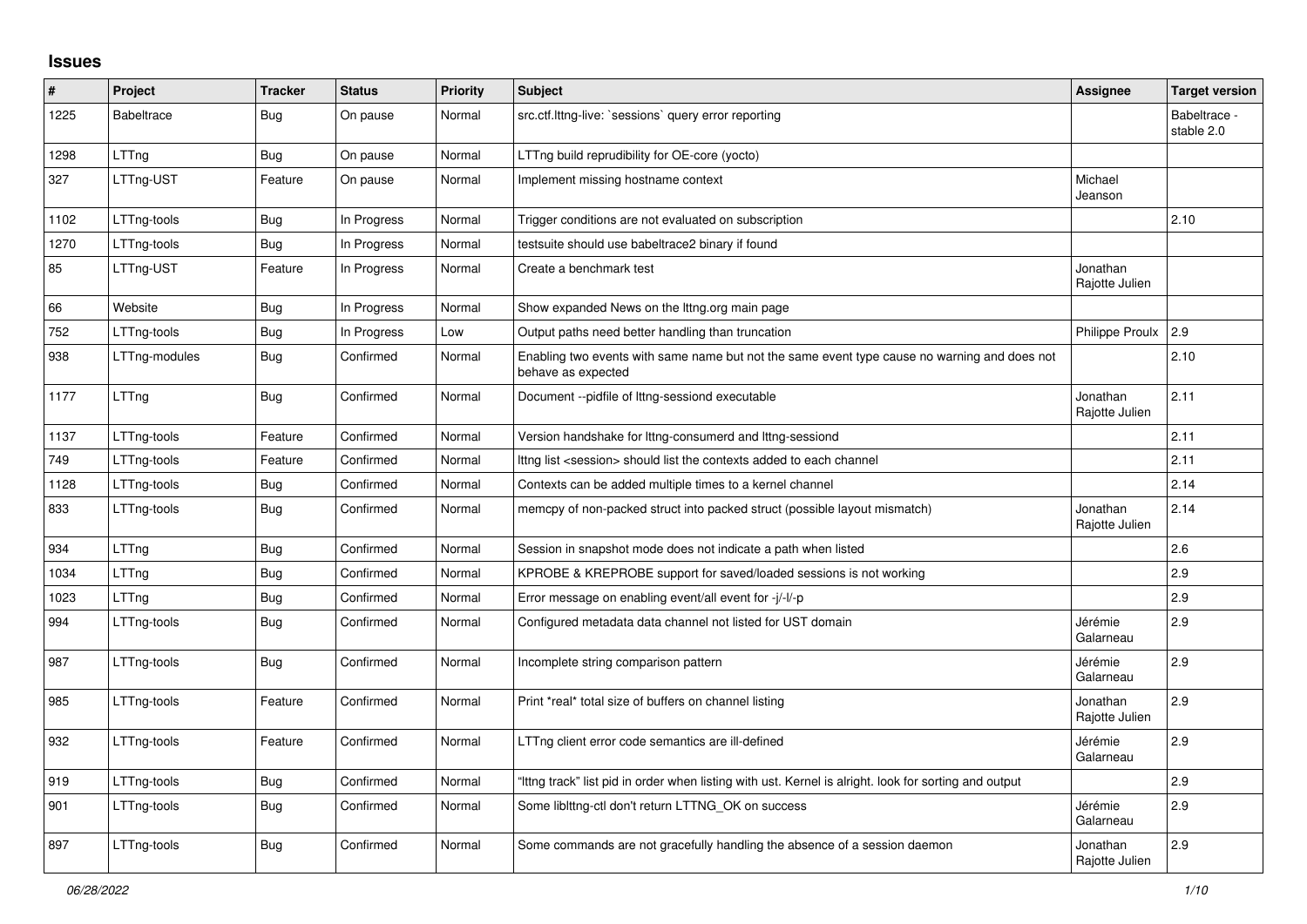## Issues

| # | Project | Tracker | Status | Priority | Subject | Assignee | Target version |
|---|---|---|---|---|---|---|---|
| 1225 | Babeltrace | Bug | On pause | Normal | src.ctf.lttng-live: `sessions` query error reporting | | Babeltrace - stable 2.0 |
| 1298 | LTTng | Bug | On pause | Normal | LTTng build reprudibility for OE-core (yocto) | | |
| 327 | LTTng-UST | Feature | On pause | Normal | Implement missing hostname context | Michael Jeanson | |
| 1102 | LTTng-tools | Bug | In Progress | Normal | Trigger conditions are not evaluated on subscription | | 2.10 |
| 1270 | LTTng-tools | Bug | In Progress | Normal | testsuite should use babeltrace2 binary if found | | |
| 85 | LTTng-UST | Feature | In Progress | Normal | Create a benchmark test | Jonathan Rajotte Julien | |
| 66 | Website | Bug | In Progress | Normal | Show expanded News on the lttng.org main page | | |
| 752 | LTTng-tools | Bug | In Progress | Low | Output paths need better handling than truncation | Philippe Proulx | 2.9 |
| 938 | LTTng-modules | Bug | Confirmed | Normal | Enabling two events with same name but not the same event type cause no warning and does not behave as expected | | 2.10 |
| 1177 | LTTng | Bug | Confirmed | Normal | Document --pidfile of lttng-sessiond executable | Jonathan Rajotte Julien | 2.11 |
| 1137 | LTTng-tools | Feature | Confirmed | Normal | Version handshake for lttng-consumerd and lttng-sessiond | | 2.11 |
| 749 | LTTng-tools | Feature | Confirmed | Normal | lttng list <session> should list the contexts added to each channel | | 2.11 |
| 1128 | LTTng-tools | Bug | Confirmed | Normal | Contexts can be added multiple times to a kernel channel | | 2.14 |
| 833 | LTTng-tools | Bug | Confirmed | Normal | memcpy of non-packed struct into packed struct (possible layout mismatch) | Jonathan Rajotte Julien | 2.14 |
| 934 | LTTng | Bug | Confirmed | Normal | Session in snapshot mode does not indicate a path when listed | | 2.6 |
| 1034 | LTTng | Bug | Confirmed | Normal | KPROBE & KREPROBE support for saved/loaded sessions is not working | | 2.9 |
| 1023 | LTTng | Bug | Confirmed | Normal | Error message on enabling event/all event for -j/-l/-p | | 2.9 |
| 994 | LTTng-tools | Bug | Confirmed | Normal | Configured metadata data channel not listed for UST domain | Jérémie Galarneau | 2.9 |
| 987 | LTTng-tools | Bug | Confirmed | Normal | Incomplete string comparison pattern | Jérémie Galarneau | 2.9 |
| 985 | LTTng-tools | Feature | Confirmed | Normal | Print *real* total size of buffers on channel listing | Jonathan Rajotte Julien | 2.9 |
| 932 | LTTng-tools | Feature | Confirmed | Normal | LTTng client error code semantics are ill-defined | Jérémie Galarneau | 2.9 |
| 919 | LTTng-tools | Bug | Confirmed | Normal | "lttng track" list pid in order when listing with ust. Kernel is alright. look for sorting and output | | 2.9 |
| 901 | LTTng-tools | Bug | Confirmed | Normal | Some liblttng-ctl don't return LTTNG_OK on success | Jérémie Galarneau | 2.9 |
| 897 | LTTng-tools | Bug | Confirmed | Normal | Some commands are not gracefully handling the absence of a session daemon | Jonathan Rajotte Julien | 2.9 |

*06/28/2022*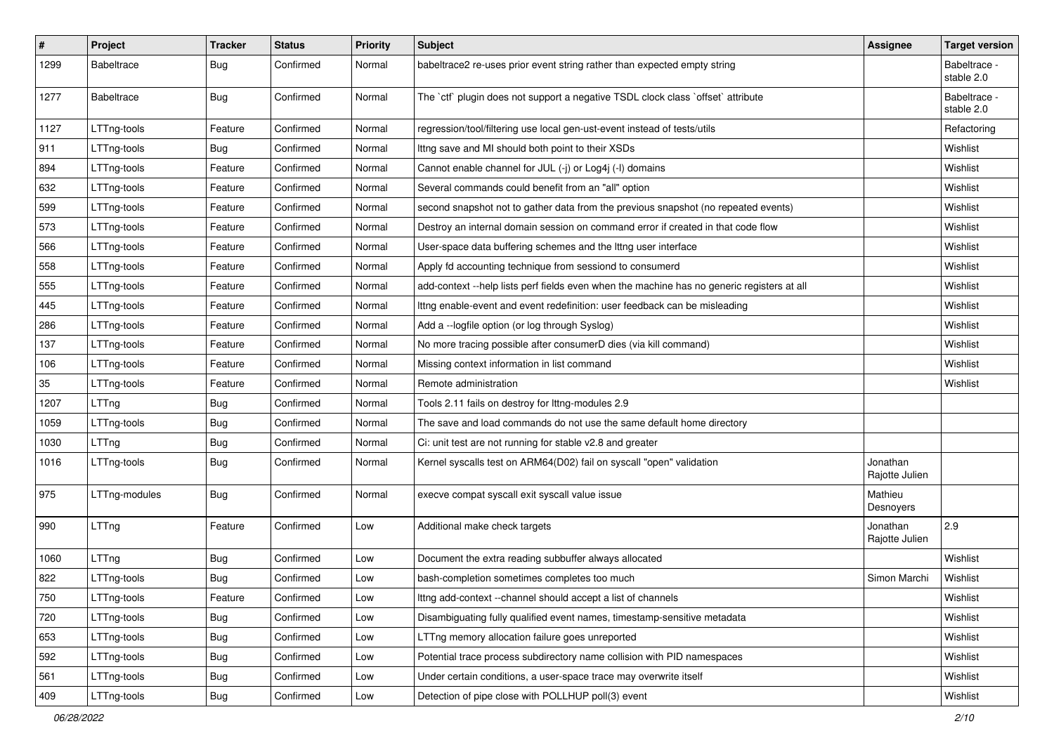| # | Project | Tracker | Status | Priority | Subject | Assignee | Target version |
|---|---|---|---|---|---|---|---|
| 1299 | Babeltrace | Bug | Confirmed | Normal | babeltrace2 re-uses prior event string rather than expected empty string | | Babeltrace - stable 2.0 |
| 1277 | Babeltrace | Bug | Confirmed | Normal | The `ctf` plugin does not support a negative TSDL clock class `offset` attribute | | Babeltrace - stable 2.0 |
| 1127 | LTTng-tools | Feature | Confirmed | Normal | regression/tool/filtering use local gen-ust-event instead of tests/utils | | Refactoring |
| 911 | LTTng-tools | Bug | Confirmed | Normal | lttng save and MI should both point to their XSDs | | Wishlist |
| 894 | LTTng-tools | Feature | Confirmed | Normal | Cannot enable channel for JUL (-j) or Log4j (-l) domains | | Wishlist |
| 632 | LTTng-tools | Feature | Confirmed | Normal | Several commands could benefit from an "all" option | | Wishlist |
| 599 | LTTng-tools | Feature | Confirmed | Normal | second snapshot not to gather data from the previous snapshot (no repeated events) | | Wishlist |
| 573 | LTTng-tools | Feature | Confirmed | Normal | Destroy an internal domain session on command error if created in that code flow | | Wishlist |
| 566 | LTTng-tools | Feature | Confirmed | Normal | User-space data buffering schemes and the lttng user interface | | Wishlist |
| 558 | LTTng-tools | Feature | Confirmed | Normal | Apply fd accounting technique from sessiond to consumerd | | Wishlist |
| 555 | LTTng-tools | Feature | Confirmed | Normal | add-context --help lists perf fields even when the machine has no generic registers at all | | Wishlist |
| 445 | LTTng-tools | Feature | Confirmed | Normal | lttng enable-event and event redefinition: user feedback can be misleading | | Wishlist |
| 286 | LTTng-tools | Feature | Confirmed | Normal | Add a --logfile option (or log through Syslog) | | Wishlist |
| 137 | LTTng-tools | Feature | Confirmed | Normal | No more tracing possible after consumerD dies (via kill command) | | Wishlist |
| 106 | LTTng-tools | Feature | Confirmed | Normal | Missing context information in list command | | Wishlist |
| 35 | LTTng-tools | Feature | Confirmed | Normal | Remote administration | | Wishlist |
| 1207 | LTTng | Bug | Confirmed | Normal | Tools 2.11 fails on destroy for lttng-modules 2.9 | | |
| 1059 | LTTng-tools | Bug | Confirmed | Normal | The save and load commands do not use the same default home directory | | |
| 1030 | LTTng | Bug | Confirmed | Normal | Ci: unit test are not running for stable v2.8 and greater | | |
| 1016 | LTTng-tools | Bug | Confirmed | Normal | Kernel syscalls test on ARM64(D02) fail on syscall "open" validation | Jonathan Rajotte Julien | |
| 975 | LTTng-modules | Bug | Confirmed | Normal | execve compat syscall exit syscall value issue | Mathieu Desnoyers | |
| 990 | LTTng | Feature | Confirmed | Low | Additional make check targets | Jonathan Rajotte Julien | 2.9 |
| 1060 | LTTng | Bug | Confirmed | Low | Document the extra reading subbuffer always allocated | | Wishlist |
| 822 | LTTng-tools | Bug | Confirmed | Low | bash-completion sometimes completes too much | Simon Marchi | Wishlist |
| 750 | LTTng-tools | Feature | Confirmed | Low | lttng add-context --channel should accept a list of channels | | Wishlist |
| 720 | LTTng-tools | Bug | Confirmed | Low | Disambiguating fully qualified event names, timestamp-sensitive metadata | | Wishlist |
| 653 | LTTng-tools | Bug | Confirmed | Low | LTTng memory allocation failure goes unreported | | Wishlist |
| 592 | LTTng-tools | Bug | Confirmed | Low | Potential trace process subdirectory name collision with PID namespaces | | Wishlist |
| 561 | LTTng-tools | Bug | Confirmed | Low | Under certain conditions, a user-space trace may overwrite itself | | Wishlist |
| 409 | LTTng-tools | Bug | Confirmed | Low | Detection of pipe close with POLLHUP poll(3) event | | Wishlist |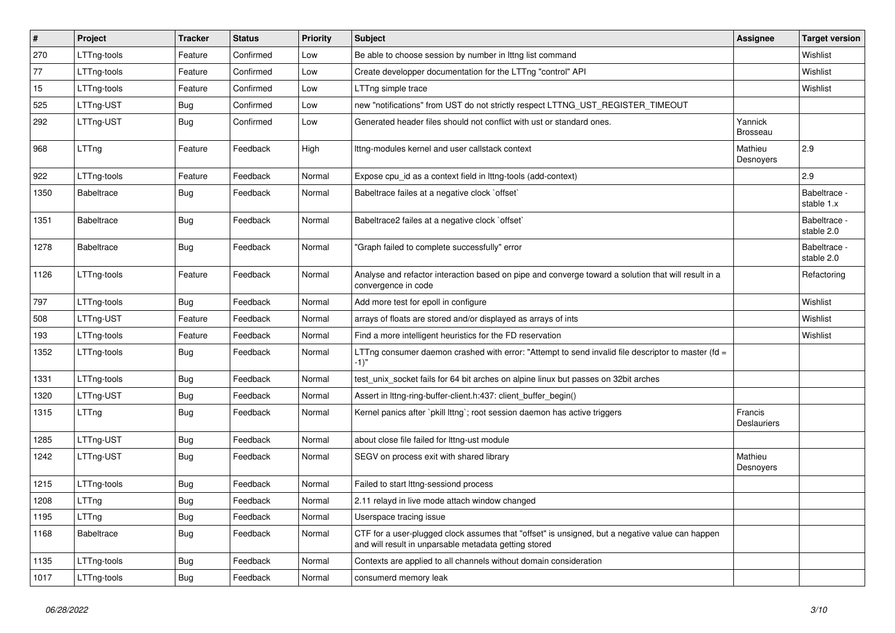| # | Project | Tracker | Status | Priority | Subject | Assignee | Target version |
|---|---|---|---|---|---|---|---|
| 270 | LTTng-tools | Feature | Confirmed | Low | Be able to choose session by number in lttng list command | | Wishlist |
| 77 | LTTng-tools | Feature | Confirmed | Low | Create developper documentation for the LTTng "control" API | | Wishlist |
| 15 | LTTng-tools | Feature | Confirmed | Low | LTTng simple trace | | Wishlist |
| 525 | LTTng-UST | Bug | Confirmed | Low | new "notifications" from UST do not strictly respect LTTNG_UST_REGISTER_TIMEOUT | | |
| 292 | LTTng-UST | Bug | Confirmed | Low | Generated header files should not conflict with ust or standard ones. | Yannick Brosseau | |
| 968 | LTTng | Feature | Feedback | High | lttng-modules kernel and user callstack context | Mathieu Desnoyers | 2.9 |
| 922 | LTTng-tools | Feature | Feedback | Normal | Expose cpu_id as a context field in lttng-tools (add-context) | | 2.9 |
| 1350 | Babeltrace | Bug | Feedback | Normal | Babeltrace failes at a negative clock `offset` | | Babeltrace - stable 1.x |
| 1351 | Babeltrace | Bug | Feedback | Normal | Babeltrace2 failes at a negative clock `offset` | | Babeltrace - stable 2.0 |
| 1278 | Babeltrace | Bug | Feedback | Normal | "Graph failed to complete successfully" error | | Babeltrace - stable 2.0 |
| 1126 | LTTng-tools | Feature | Feedback | Normal | Analyse and refactor interaction based on pipe and converge toward a solution that will result in a convergence in code | | Refactoring |
| 797 | LTTng-tools | Bug | Feedback | Normal | Add more test for epoll in configure | | Wishlist |
| 508 | LTTng-UST | Feature | Feedback | Normal | arrays of floats are stored and/or displayed as arrays of ints | | Wishlist |
| 193 | LTTng-tools | Feature | Feedback | Normal | Find a more intelligent heuristics for the FD reservation | | Wishlist |
| 1352 | LTTng-tools | Bug | Feedback | Normal | LTTng consumer daemon crashed with error: "Attempt to send invalid file descriptor to master (fd = -1)" | | |
| 1331 | LTTng-tools | Bug | Feedback | Normal | test_unix_socket fails for 64 bit arches on alpine linux but passes on 32bit arches | | |
| 1320 | LTTng-UST | Bug | Feedback | Normal | Assert in lttng-ring-buffer-client.h:437: client_buffer_begin() | | |
| 1315 | LTTng | Bug | Feedback | Normal | Kernel panics after `pkill lttng`; root session daemon has active triggers | Francis Deslauriers | |
| 1285 | LTTng-UST | Bug | Feedback | Normal | about close file failed for lttng-ust module | | |
| 1242 | LTTng-UST | Bug | Feedback | Normal | SEGV on process exit with shared library | Mathieu Desnoyers | |
| 1215 | LTTng-tools | Bug | Feedback | Normal | Failed to start lttng-sessiond process | | |
| 1208 | LTTng | Bug | Feedback | Normal | 2.11 relayd in live mode attach window changed | | |
| 1195 | LTTng | Bug | Feedback | Normal | Userspace tracing issue | | |
| 1168 | Babeltrace | Bug | Feedback | Normal | CTF for a user-plugged clock assumes that "offset" is unsigned, but a negative value can happen and will result in unparsable metadata getting stored | | |
| 1135 | LTTng-tools | Bug | Feedback | Normal | Contexts are applied to all channels without domain consideration | | |
| 1017 | LTTng-tools | Bug | Feedback | Normal | consumerd memory leak | | |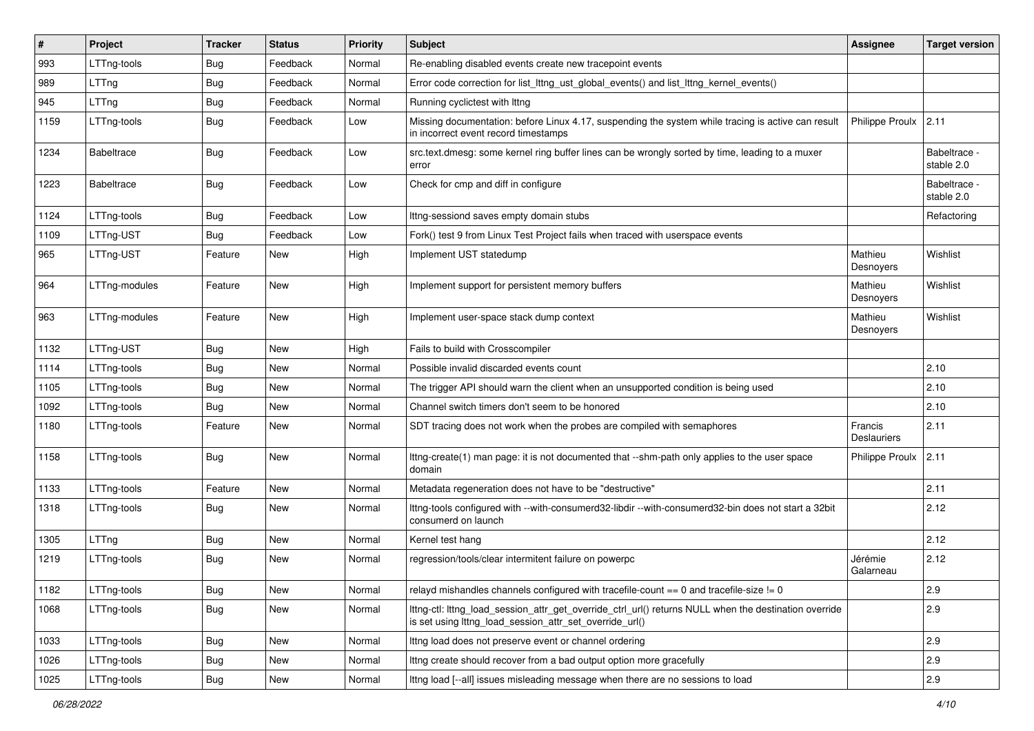| # | Project | Tracker | Status | Priority | Subject | Assignee | Target version |
|---|---|---|---|---|---|---|---|
| 993 | LTTng-tools | Bug | Feedback | Normal | Re-enabling disabled events create new tracepoint events | | |
| 989 | LTTng | Bug | Feedback | Normal | Error code correction for list_lttng_ust_global_events() and list_lttng_kernel_events() | | |
| 945 | LTTng | Bug | Feedback | Normal | Running cyclictest with lttng | | |
| 1159 | LTTng-tools | Bug | Feedback | Low | Missing documentation: before Linux 4.17, suspending the system while tracing is active can result in incorrect event record timestamps | Philippe Proulx | 2.11 |
| 1234 | Babeltrace | Bug | Feedback | Low | src.text.dmesg: some kernel ring buffer lines can be wrongly sorted by time, leading to a muxer error | | Babeltrace - stable 2.0 |
| 1223 | Babeltrace | Bug | Feedback | Low | Check for cmp and diff in configure | | Babeltrace - stable 2.0 |
| 1124 | LTTng-tools | Bug | Feedback | Low | lttng-sessiond saves empty domain stubs | | Refactoring |
| 1109 | LTTng-UST | Bug | Feedback | Low | Fork() test 9 from Linux Test Project fails when traced with userspace events | | |
| 965 | LTTng-UST | Feature | New | High | Implement UST statedump | Mathieu Desnoyers | Wishlist |
| 964 | LTTng-modules | Feature | New | High | Implement support for persistent memory buffers | Mathieu Desnoyers | Wishlist |
| 963 | LTTng-modules | Feature | New | High | Implement user-space stack dump context | Mathieu Desnoyers | Wishlist |
| 1132 | LTTng-UST | Bug | New | High | Fails to build with Crosscompiler | | |
| 1114 | LTTng-tools | Bug | New | Normal | Possible invalid discarded events count | | 2.10 |
| 1105 | LTTng-tools | Bug | New | Normal | The trigger API should warn the client when an unsupported condition is being used | | 2.10 |
| 1092 | LTTng-tools | Bug | New | Normal | Channel switch timers don't seem to be honored | | 2.10 |
| 1180 | LTTng-tools | Feature | New | Normal | SDT tracing does not work when the probes are compiled with semaphores | Francis Deslauriers | 2.11 |
| 1158 | LTTng-tools | Bug | New | Normal | lttng-create(1) man page: it is not documented that --shm-path only applies to the user space domain | Philippe Proulx | 2.11 |
| 1133 | LTTng-tools | Feature | New | Normal | Metadata regeneration does not have to be "destructive" | | 2.11 |
| 1318 | LTTng-tools | Bug | New | Normal | lttng-tools configured with --with-consumerd32-libdir --with-consumerd32-bin does not start a 32bit consumerd on launch | | 2.12 |
| 1305 | LTTng | Bug | New | Normal | Kernel test hang | | 2.12 |
| 1219 | LTTng-tools | Bug | New | Normal | regression/tools/clear intermitent failure on powerpc | Jérémie Galarneau | 2.12 |
| 1182 | LTTng-tools | Bug | New | Normal | relayd mishandles channels configured with tracefile-count == 0 and tracefile-size != 0 | | 2.9 |
| 1068 | LTTng-tools | Bug | New | Normal | lttng-ctl: lttng_load_session_attr_get_override_ctrl_url() returns NULL when the destination override is set using lttng_load_session_attr_set_override_url() | | 2.9 |
| 1033 | LTTng-tools | Bug | New | Normal | lttng load does not preserve event or channel ordering | | 2.9 |
| 1026 | LTTng-tools | Bug | New | Normal | lttng create should recover from a bad output option more gracefully | | 2.9 |
| 1025 | LTTng-tools | Bug | New | Normal | lttng load [--all] issues misleading message when there are no sessions to load | | 2.9 |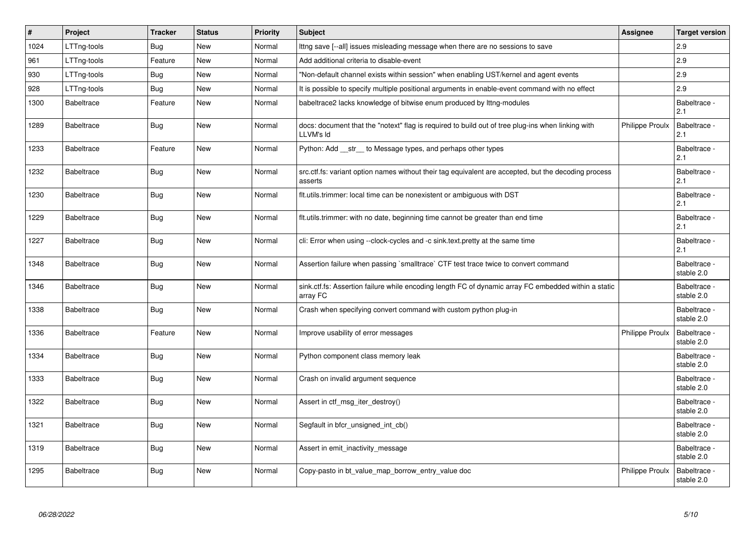| # | Project | Tracker | Status | Priority | Subject | Assignee | Target version |
|---|---|---|---|---|---|---|---|
| 1024 | LTTng-tools | Bug | New | Normal | lttng save [--all] issues misleading message when there are no sessions to save | | 2.9 |
| 961 | LTTng-tools | Feature | New | Normal | Add additional criteria to disable-event | | 2.9 |
| 930 | LTTng-tools | Bug | New | Normal | "Non-default channel exists within session" when enabling UST/kernel and agent events | | 2.9 |
| 928 | LTTng-tools | Bug | New | Normal | It is possible to specify multiple positional arguments in enable-event command with no effect | | 2.9 |
| 1300 | Babeltrace | Feature | New | Normal | babeltrace2 lacks knowledge of bitwise enum produced by lttng-modules | | Babeltrace - 2.1 |
| 1289 | Babeltrace | Bug | New | Normal | docs: document that the "notext" flag is required to build out of tree plug-ins when linking with LLVM's ld | Philippe Proulx | Babeltrace - 2.1 |
| 1233 | Babeltrace | Feature | New | Normal | Python: Add __str__ to Message types, and perhaps other types | | Babeltrace - 2.1 |
| 1232 | Babeltrace | Bug | New | Normal | src.ctf.fs: variant option names without their tag equivalent are accepted, but the decoding process asserts | | Babeltrace - 2.1 |
| 1230 | Babeltrace | Bug | New | Normal | flt.utils.trimmer: local time can be nonexistent or ambiguous with DST | | Babeltrace - 2.1 |
| 1229 | Babeltrace | Bug | New | Normal | flt.utils.trimmer: with no date, beginning time cannot be greater than end time | | Babeltrace - 2.1 |
| 1227 | Babeltrace | Bug | New | Normal | cli: Error when using --clock-cycles and -c sink.text.pretty at the same time | | Babeltrace - 2.1 |
| 1348 | Babeltrace | Bug | New | Normal | Assertion failure when passing `smalltrace` CTF test trace twice to convert command | | Babeltrace - stable 2.0 |
| 1346 | Babeltrace | Bug | New | Normal | sink.ctf.fs: Assertion failure while encoding length FC of dynamic array FC embedded within a static array FC | | Babeltrace - stable 2.0 |
| 1338 | Babeltrace | Bug | New | Normal | Crash when specifying convert command with custom python plug-in | | Babeltrace - stable 2.0 |
| 1336 | Babeltrace | Feature | New | Normal | Improve usability of error messages | Philippe Proulx | Babeltrace - stable 2.0 |
| 1334 | Babeltrace | Bug | New | Normal | Python component class memory leak | | Babeltrace - stable 2.0 |
| 1333 | Babeltrace | Bug | New | Normal | Crash on invalid argument sequence | | Babeltrace - stable 2.0 |
| 1322 | Babeltrace | Bug | New | Normal | Assert in ctf_msg_iter_destroy() | | Babeltrace - stable 2.0 |
| 1321 | Babeltrace | Bug | New | Normal | Segfault in bfcr_unsigned_int_cb() | | Babeltrace - stable 2.0 |
| 1319 | Babeltrace | Bug | New | Normal | Assert in emit_inactivity_message | | Babeltrace - stable 2.0 |
| 1295 | Babeltrace | Bug | New | Normal | Copy-pasto in bt_value_map_borrow_entry_value doc | Philippe Proulx | Babeltrace - stable 2.0 |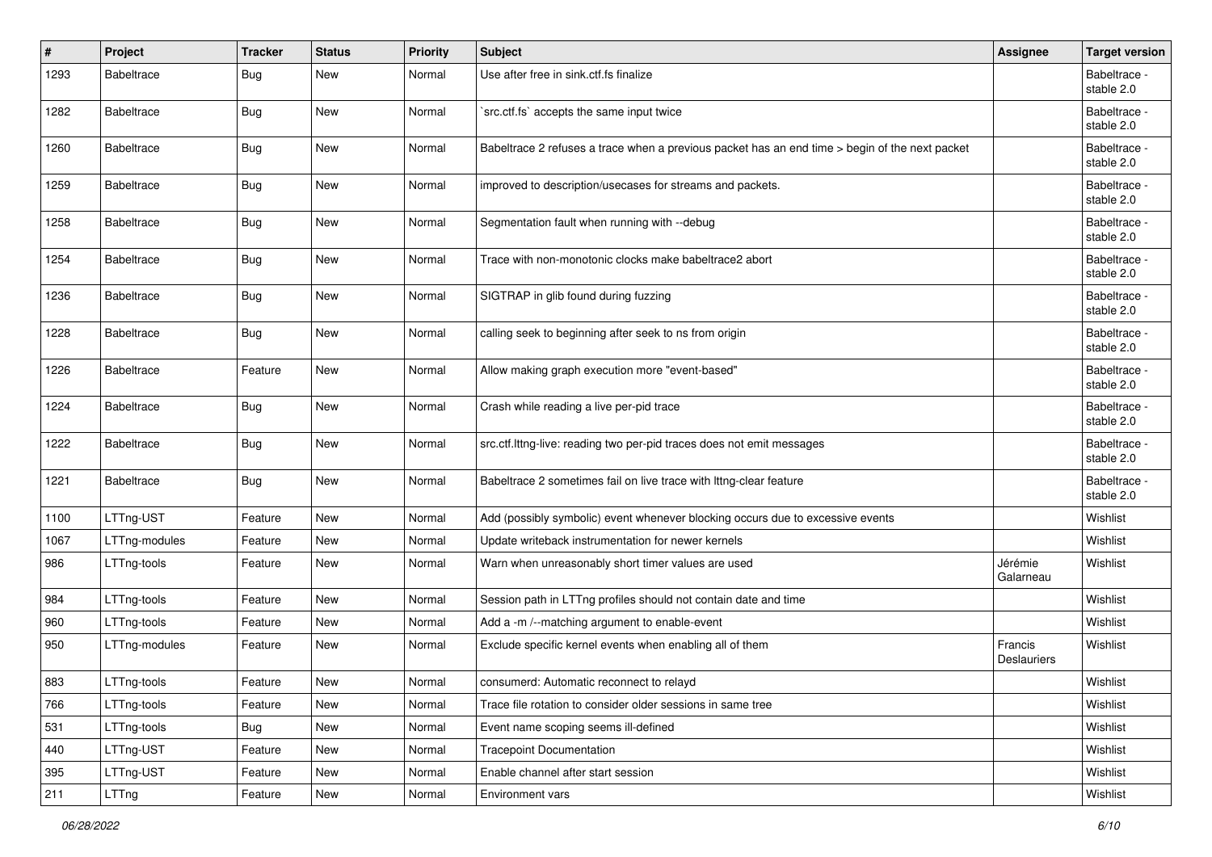| # | Project | Tracker | Status | Priority | Subject | Assignee | Target version |
|---|---|---|---|---|---|---|---|
| 1293 | Babeltrace | Bug | New | Normal | Use after free in sink.ctf.fs finalize | | Babeltrace - stable 2.0 |
| 1282 | Babeltrace | Bug | New | Normal | `src.ctf.fs` accepts the same input twice | | Babeltrace - stable 2.0 |
| 1260 | Babeltrace | Bug | New | Normal | Babeltrace 2 refuses a trace when a previous packet has an end time > begin of the next packet | | Babeltrace - stable 2.0 |
| 1259 | Babeltrace | Bug | New | Normal | improved to description/usecases for streams and packets. | | Babeltrace - stable 2.0 |
| 1258 | Babeltrace | Bug | New | Normal | Segmentation fault when running with --debug | | Babeltrace - stable 2.0 |
| 1254 | Babeltrace | Bug | New | Normal | Trace with non-monotonic clocks make babeltrace2 abort | | Babeltrace - stable 2.0 |
| 1236 | Babeltrace | Bug | New | Normal | SIGTRAP in glib found during fuzzing | | Babeltrace - stable 2.0 |
| 1228 | Babeltrace | Bug | New | Normal | calling seek to beginning after seek to ns from origin | | Babeltrace - stable 2.0 |
| 1226 | Babeltrace | Feature | New | Normal | Allow making graph execution more "event-based" | | Babeltrace - stable 2.0 |
| 1224 | Babeltrace | Bug | New | Normal | Crash while reading a live per-pid trace | | Babeltrace - stable 2.0 |
| 1222 | Babeltrace | Bug | New | Normal | src.ctf.lttng-live: reading two per-pid traces does not emit messages | | Babeltrace - stable 2.0 |
| 1221 | Babeltrace | Bug | New | Normal | Babeltrace 2 sometimes fail on live trace with lttng-clear feature | | Babeltrace - stable 2.0 |
| 1100 | LTTng-UST | Feature | New | Normal | Add (possibly symbolic) event whenever blocking occurs due to excessive events | | Wishlist |
| 1067 | LTTng-modules | Feature | New | Normal | Update writeback instrumentation for newer kernels | | Wishlist |
| 986 | LTTng-tools | Feature | New | Normal | Warn when unreasonably short timer values are used | Jérémie Galarneau | Wishlist |
| 984 | LTTng-tools | Feature | New | Normal | Session path in LTTng profiles should not contain date and time | | Wishlist |
| 960 | LTTng-tools | Feature | New | Normal | Add a -m /--matching argument to enable-event | | Wishlist |
| 950 | LTTng-modules | Feature | New | Normal | Exclude specific kernel events when enabling all of them | Francis Deslauriers | Wishlist |
| 883 | LTTng-tools | Feature | New | Normal | consumerd: Automatic reconnect to relayd | | Wishlist |
| 766 | LTTng-tools | Feature | New | Normal | Trace file rotation to consider older sessions in same tree | | Wishlist |
| 531 | LTTng-tools | Bug | New | Normal | Event name scoping seems ill-defined | | Wishlist |
| 440 | LTTng-UST | Feature | New | Normal | Tracepoint Documentation | | Wishlist |
| 395 | LTTng-UST | Feature | New | Normal | Enable channel after start session | | Wishlist |
| 211 | LTTng | Feature | New | Normal | Environment vars | | Wishlist |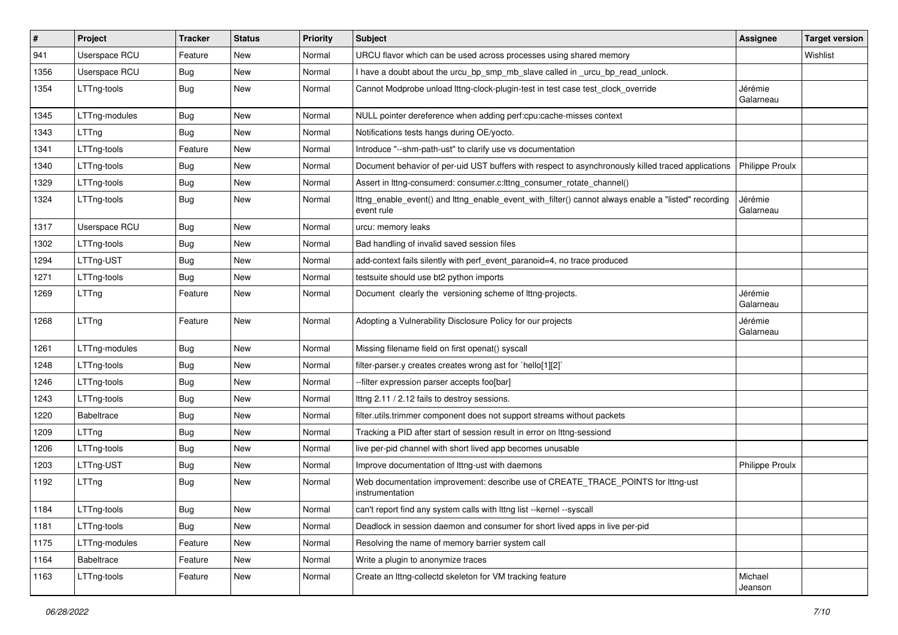| # | Project | Tracker | Status | Priority | Subject | Assignee | Target version |
|---|---|---|---|---|---|---|---|
| 941 | Userspace RCU | Feature | New | Normal | URCU flavor which can be used across processes using shared memory | | Wishlist |
| 1356 | Userspace RCU | Bug | New | Normal | I have a doubt about the urcu_bp_smp_mb_slave called in _urcu_bp_read_unlock. | | |
| 1354 | LTTng-tools | Bug | New | Normal | Cannot Modprobe unload lttng-clock-plugin-test in test case test_clock_override | Jérémie Galarneau | |
| 1345 | LTTng-modules | Bug | New | Normal | NULL pointer dereference when adding perf:cpu:cache-misses context | | |
| 1343 | LTTng | Bug | New | Normal | Notifications tests hangs during OE/yocto. | | |
| 1341 | LTTng-tools | Feature | New | Normal | Introduce "--shm-path-ust" to clarify use vs documentation | | |
| 1340 | LTTng-tools | Bug | New | Normal | Document behavior of per-uid UST buffers with respect to asynchronously killed traced applications | Philippe Proulx | |
| 1329 | LTTng-tools | Bug | New | Normal | Assert in lttng-consumerd: consumer.c:lttng_consumer_rotate_channel() | | |
| 1324 | LTTng-tools | Bug | New | Normal | lttng_enable_event() and lttng_enable_event_with_filter() cannot always enable a "listed" recording event rule | Jérémie Galarneau | |
| 1317 | Userspace RCU | Bug | New | Normal | urcu: memory leaks | | |
| 1302 | LTTng-tools | Bug | New | Normal | Bad handling of invalid saved session files | | |
| 1294 | LTTng-UST | Bug | New | Normal | add-context fails silently with perf_event_paranoid=4, no trace produced | | |
| 1271 | LTTng-tools | Bug | New | Normal | testsuite should use bt2 python imports | | |
| 1269 | LTTng | Feature | New | Normal | Document clearly the versioning scheme of lttng-projects. | Jérémie Galarneau | |
| 1268 | LTTng | Feature | New | Normal | Adopting a Vulnerability Disclosure Policy for our projects | Jérémie Galarneau | |
| 1261 | LTTng-modules | Bug | New | Normal | Missing filename field on first openat() syscall | | |
| 1248 | LTTng-tools | Bug | New | Normal | filter-parser.y creates creates wrong ast for `hello[1][2]` | | |
| 1246 | LTTng-tools | Bug | New | Normal | --filter expression parser accepts foo[bar] | | |
| 1243 | LTTng-tools | Bug | New | Normal | lttng 2.11 / 2.12 fails to destroy sessions. | | |
| 1220 | Babeltrace | Bug | New | Normal | filter.utils.trimmer component does not support streams without packets | | |
| 1209 | LTTng | Bug | New | Normal | Tracking a PID after start of session result in error on lttng-sessiond | | |
| 1206 | LTTng-tools | Bug | New | Normal | live per-pid channel with short lived app becomes unusable | | |
| 1203 | LTTng-UST | Bug | New | Normal | Improve documentation of lttng-ust with daemons | Philippe Proulx | |
| 1192 | LTTng | Bug | New | Normal | Web documentation improvement: describe use of CREATE_TRACE_POINTS for lttng-ust instrumentation | | |
| 1184 | LTTng-tools | Bug | New | Normal | can't report find any system calls with lttng list --kernel --syscall | | |
| 1181 | LTTng-tools | Bug | New | Normal | Deadlock in session daemon and consumer for short lived apps in live per-pid | | |
| 1175 | LTTng-modules | Feature | New | Normal | Resolving the name of memory barrier system call | | |
| 1164 | Babeltrace | Feature | New | Normal | Write a plugin to anonymize traces | | |
| 1163 | LTTng-tools | Feature | New | Normal | Create an lttng-collectd skeleton for VM tracking feature | Michael Jeanson | |

*06/28/2022*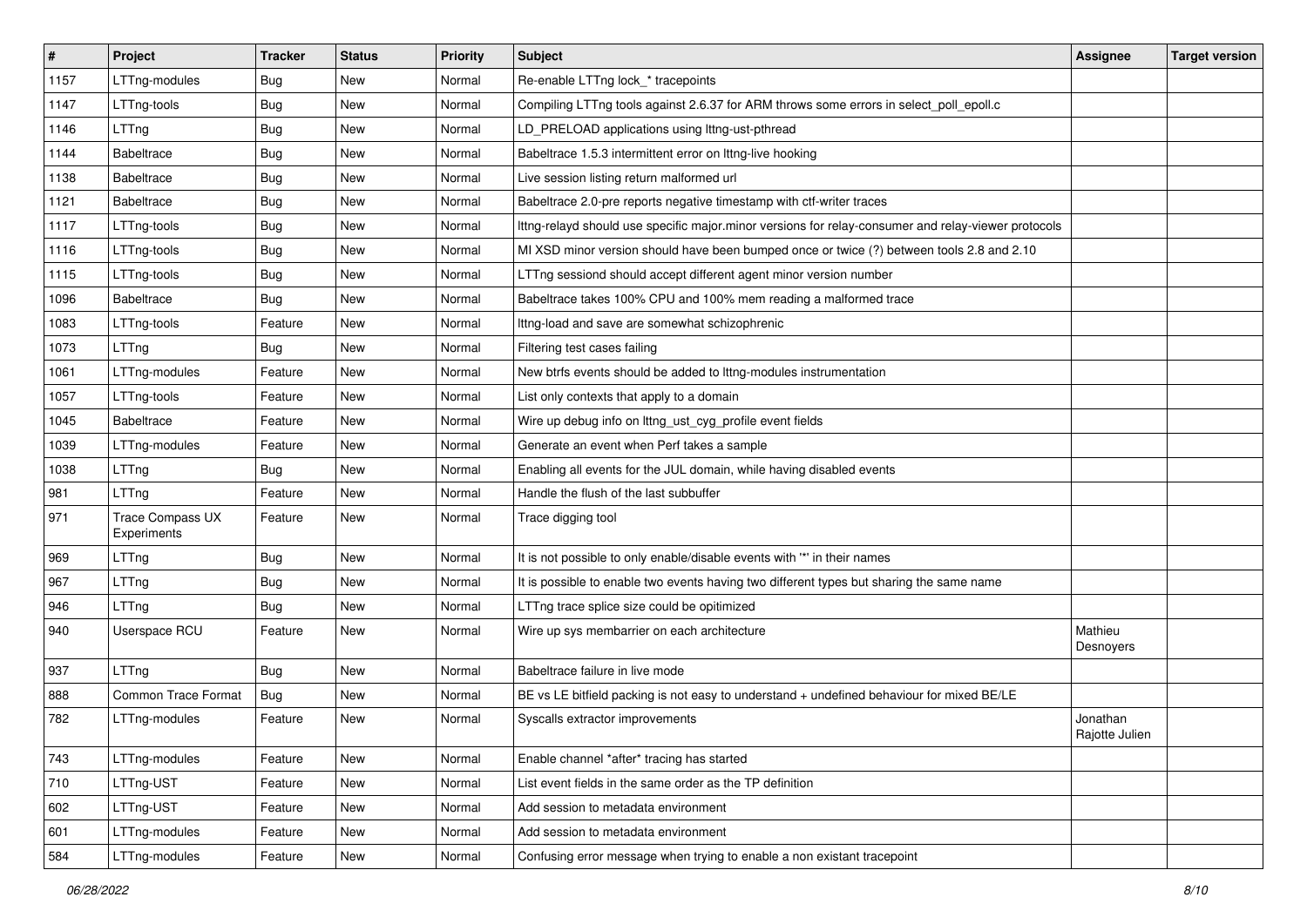| # | Project | Tracker | Status | Priority | Subject | Assignee | Target version |
|---|---|---|---|---|---|---|---|
| 1157 | LTTng-modules | Bug | New | Normal | Re-enable LTTng lock_* tracepoints | | |
| 1147 | LTTng-tools | Bug | New | Normal | Compiling LTTng tools against 2.6.37 for ARM throws some errors in select_poll_epoll.c | | |
| 1146 | LTTng | Bug | New | Normal | LD_PRELOAD applications using lttng-ust-pthread | | |
| 1144 | Babeltrace | Bug | New | Normal | Babeltrace 1.5.3 intermittent error on lttng-live hooking | | |
| 1138 | Babeltrace | Bug | New | Normal | Live session listing return malformed url | | |
| 1121 | Babeltrace | Bug | New | Normal | Babeltrace 2.0-pre reports negative timestamp with ctf-writer traces | | |
| 1117 | LTTng-tools | Bug | New | Normal | lttng-relayd should use specific major.minor versions for relay-consumer and relay-viewer protocols | | |
| 1116 | LTTng-tools | Bug | New | Normal | MI XSD minor version should have been bumped once or twice (?) between tools 2.8 and 2.10 | | |
| 1115 | LTTng-tools | Bug | New | Normal | LTTng sessiond should accept different agent minor version number | | |
| 1096 | Babeltrace | Bug | New | Normal | Babeltrace takes 100% CPU and 100% mem reading a malformed trace | | |
| 1083 | LTTng-tools | Feature | New | Normal | lttng-load and save are somewhat schizophrenic | | |
| 1073 | LTTng | Bug | New | Normal | Filtering test cases failing | | |
| 1061 | LTTng-modules | Feature | New | Normal | New btrfs events should be added to lttng-modules instrumentation | | |
| 1057 | LTTng-tools | Feature | New | Normal | List only contexts that apply to a domain | | |
| 1045 | Babeltrace | Feature | New | Normal | Wire up debug info on lttng_ust_cyg_profile event fields | | |
| 1039 | LTTng-modules | Feature | New | Normal | Generate an event when Perf takes a sample | | |
| 1038 | LTTng | Bug | New | Normal | Enabling all events for the JUL domain, while having disabled events | | |
| 981 | LTTng | Feature | New | Normal | Handle the flush of the last subbuffer | | |
| 971 | Trace Compass UX Experiments | Feature | New | Normal | Trace digging tool | | |
| 969 | LTTng | Bug | New | Normal | It is not possible to only enable/disable events with '*' in their names | | |
| 967 | LTTng | Bug | New | Normal | It is possible to enable two events having two different types but sharing the same name | | |
| 946 | LTTng | Bug | New | Normal | LTTng trace splice size could be opitimized | | |
| 940 | Userspace RCU | Feature | New | Normal | Wire up sys membarrier on each architecture | Mathieu Desnoyers | |
| 937 | LTTng | Bug | New | Normal | Babeltrace failure in live mode | | |
| 888 | Common Trace Format | Bug | New | Normal | BE vs LE bitfield packing is not easy to understand + undefined behaviour for mixed BE/LE | | |
| 782 | LTTng-modules | Feature | New | Normal | Syscalls extractor improvements | Jonathan Rajotte Julien | |
| 743 | LTTng-modules | Feature | New | Normal | Enable channel *after* tracing has started | | |
| 710 | LTTng-UST | Feature | New | Normal | List event fields in the same order as the TP definition | | |
| 602 | LTTng-UST | Feature | New | Normal | Add session to metadata environment | | |
| 601 | LTTng-modules | Feature | New | Normal | Add session to metadata environment | | |
| 584 | LTTng-modules | Feature | New | Normal | Confusing error message when trying to enable a non existant tracepoint | | |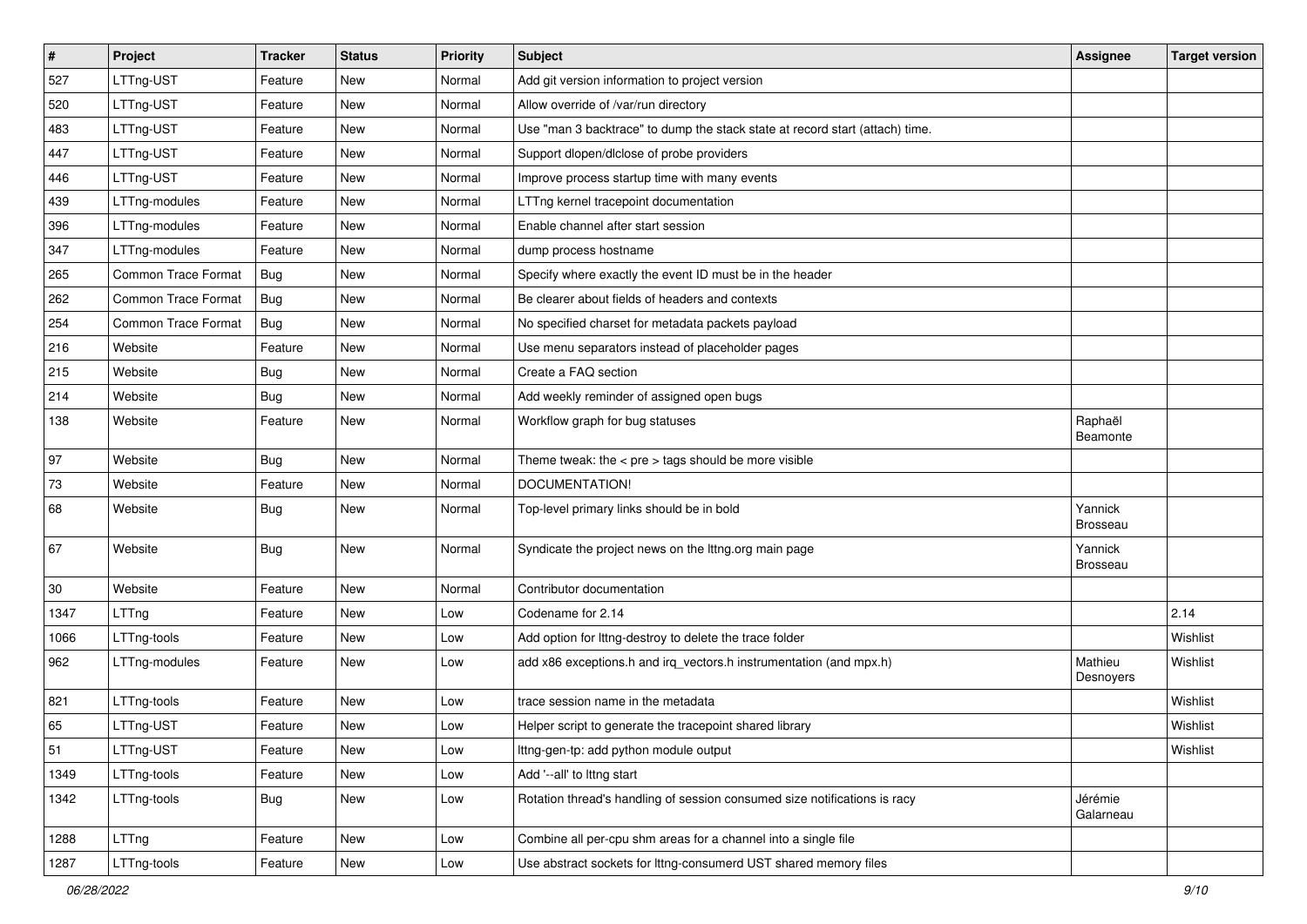| # | Project | Tracker | Status | Priority | Subject | Assignee | Target version |
|---|---|---|---|---|---|---|---|
| 527 | LTTng-UST | Feature | New | Normal | Add git version information to project version | | |
| 520 | LTTng-UST | Feature | New | Normal | Allow override of /var/run directory | | |
| 483 | LTTng-UST | Feature | New | Normal | Use "man 3 backtrace" to dump the stack state at record start (attach) time. | | |
| 447 | LTTng-UST | Feature | New | Normal | Support dlopen/dlclose of probe providers | | |
| 446 | LTTng-UST | Feature | New | Normal | Improve process startup time with many events | | |
| 439 | LTTng-modules | Feature | New | Normal | LTTng kernel tracepoint documentation | | |
| 396 | LTTng-modules | Feature | New | Normal | Enable channel after start session | | |
| 347 | LTTng-modules | Feature | New | Normal | dump process hostname | | |
| 265 | Common Trace Format | Bug | New | Normal | Specify where exactly the event ID must be in the header | | |
| 262 | Common Trace Format | Bug | New | Normal | Be clearer about fields of headers and contexts | | |
| 254 | Common Trace Format | Bug | New | Normal | No specified charset for metadata packets payload | | |
| 216 | Website | Feature | New | Normal | Use menu separators instead of placeholder pages | | |
| 215 | Website | Bug | New | Normal | Create a FAQ section | | |
| 214 | Website | Bug | New | Normal | Add weekly reminder of assigned open bugs | | |
| 138 | Website | Feature | New | Normal | Workflow graph for bug statuses | Raphaël Beamonte | |
| 97 | Website | Bug | New | Normal | Theme tweak: the < pre > tags should be more visible | | |
| 73 | Website | Feature | New | Normal | DOCUMENTATION! | | |
| 68 | Website | Bug | New | Normal | Top-level primary links should be in bold | Yannick Brosseau | |
| 67 | Website | Bug | New | Normal | Syndicate the project news on the lttng.org main page | Yannick Brosseau | |
| 30 | Website | Feature | New | Normal | Contributor documentation | | |
| 1347 | LTTng | Feature | New | Low | Codename for 2.14 | | 2.14 |
| 1066 | LTTng-tools | Feature | New | Low | Add option for lttng-destroy to delete the trace folder | | Wishlist |
| 962 | LTTng-modules | Feature | New | Low | add x86 exceptions.h and irq_vectors.h instrumentation (and mpx.h) | Mathieu Desnoyers | Wishlist |
| 821 | LTTng-tools | Feature | New | Low | trace session name in the metadata | | Wishlist |
| 65 | LTTng-UST | Feature | New | Low | Helper script to generate the tracepoint shared library | | Wishlist |
| 51 | LTTng-UST | Feature | New | Low | lttng-gen-tp: add python module output | | Wishlist |
| 1349 | LTTng-tools | Feature | New | Low | Add '--all' to lttng start | | |
| 1342 | LTTng-tools | Bug | New | Low | Rotation thread's handling of session consumed size notifications is racy | Jérémie Galarneau | |
| 1288 | LTTng | Feature | New | Low | Combine all per-cpu shm areas for a channel into a single file | | |
| 1287 | LTTng-tools | Feature | New | Low | Use abstract sockets for lttng-consumerd UST shared memory files | | |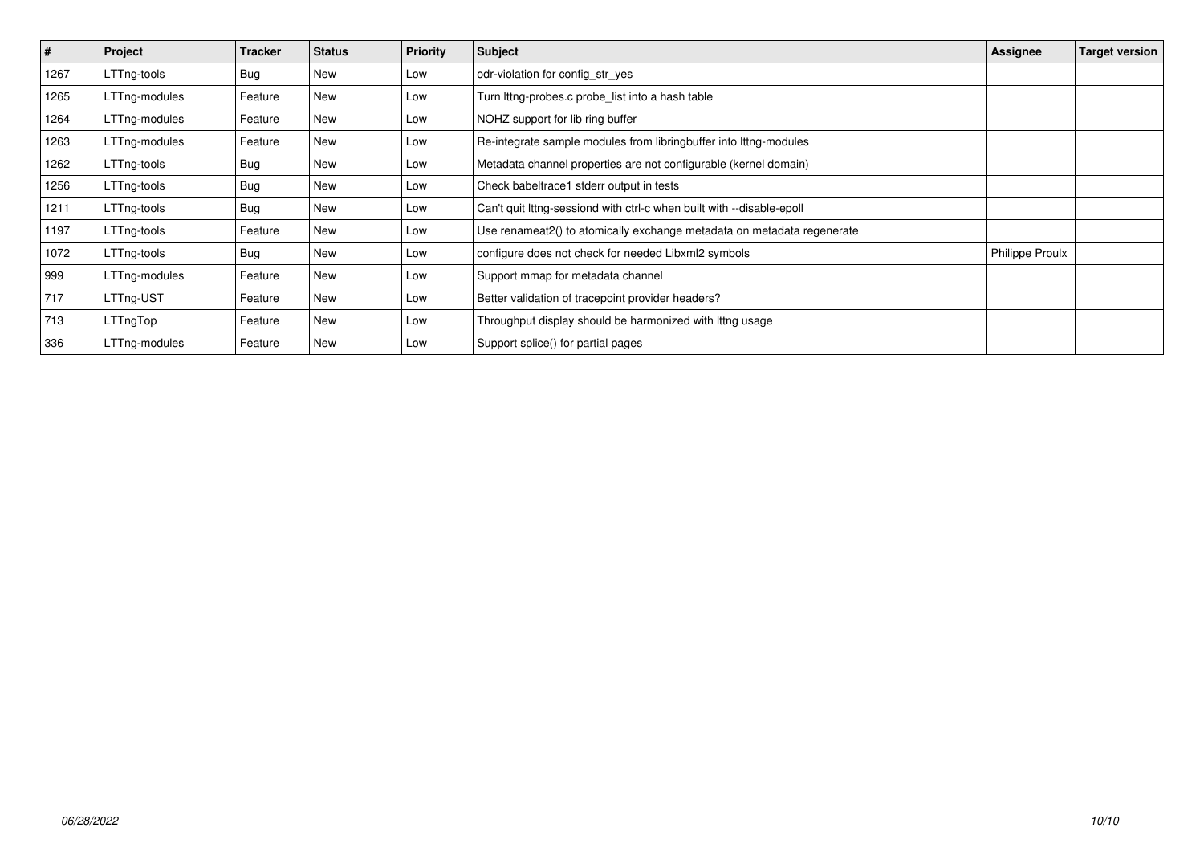| # | Project | Tracker | Status | Priority | Subject | Assignee | Target version |
|---|---|---|---|---|---|---|---|
| 1267 | LTTng-tools | Bug | New | Low | odr-violation for config_str_yes | | |
| 1265 | LTTng-modules | Feature | New | Low | Turn lttng-probes.c probe_list into a hash table | | |
| 1264 | LTTng-modules | Feature | New | Low | NOHZ support for lib ring buffer | | |
| 1263 | LTTng-modules | Feature | New | Low | Re-integrate sample modules from libringbuffer into lttng-modules | | |
| 1262 | LTTng-tools | Bug | New | Low | Metadata channel properties are not configurable (kernel domain) | | |
| 1256 | LTTng-tools | Bug | New | Low | Check babeltrace1 stderr output in tests | | |
| 1211 | LTTng-tools | Bug | New | Low | Can't quit lttng-sessiond with ctrl-c when built with --disable-epoll | | |
| 1197 | LTTng-tools | Feature | New | Low | Use renameat2() to atomically exchange metadata on metadata regenerate | | |
| 1072 | LTTng-tools | Bug | New | Low | configure does not check for needed Libxml2 symbols | Philippe Proulx | |
| 999 | LTTng-modules | Feature | New | Low | Support mmap for metadata channel | | |
| 717 | LTTng-UST | Feature | New | Low | Better validation of tracepoint provider headers? | | |
| 713 | LTTngTop | Feature | New | Low | Throughput display should be harmonized with lttng usage | | |
| 336 | LTTng-modules | Feature | New | Low | Support splice() for partial pages | | |